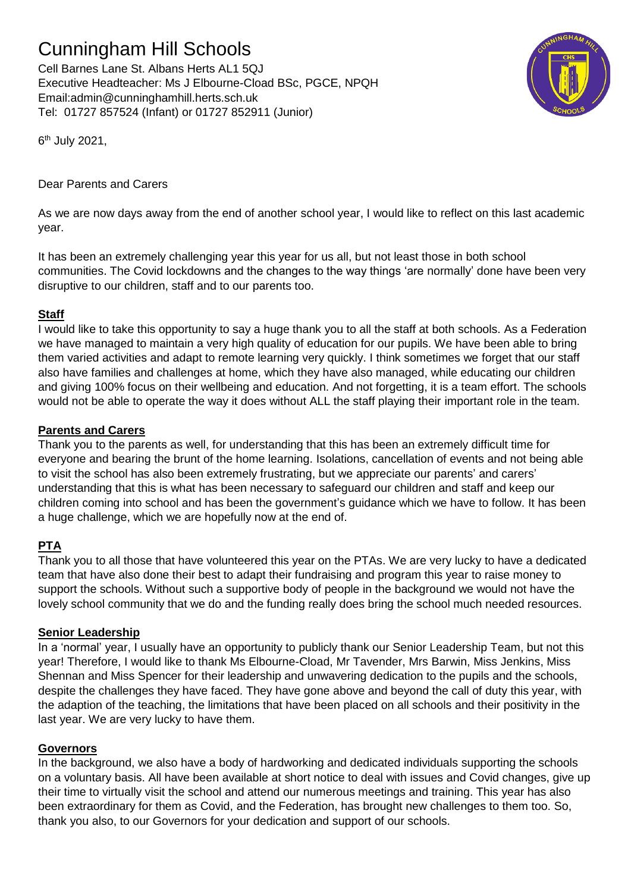# Cunningham Hill Schools

Cell Barnes Lane St. Albans Herts AL1 5QJ
Executive Headteacher: Ms J Elbourne-Cload BSc, PGCE, NPQH
Email:admin@cunninghamhill.herts.sch.uk
Tel: 01727 857524 (Infant) or 01727 852911 (Junior)

6th July 2021,

Dear Parents and Carers

As we are now days away from the end of another school year, I would like to reflect on this last academic year.

It has been an extremely challenging year this year for us all, but not least those in both school communities. The Covid lockdowns and the changes to the way things 'are normally' done have been very disruptive to our children, staff and to our parents too.

**Staff**

I would like to take this opportunity to say a huge thank you to all the staff at both schools. As a Federation we have managed to maintain a very high quality of education for our pupils. We have been able to bring them varied activities and adapt to remote learning very quickly. I think sometimes we forget that our staff also have families and challenges at home, which they have also managed, while educating our children and giving 100% focus on their wellbeing and education. And not forgetting, it is a team effort. The schools would not be able to operate the way it does without ALL the staff playing their important role in the team.

**Parents and Carers**

Thank you to the parents as well, for understanding that this has been an extremely difficult time for everyone and bearing the brunt of the home learning. Isolations, cancellation of events and not being able to visit the school has also been extremely frustrating, but we appreciate our parents' and carers' understanding that this is what has been necessary to safeguard our children and staff and keep our children coming into school and has been the government's guidance which we have to follow. It has been a huge challenge, which we are hopefully now at the end of.

**PTA**

Thank you to all those that have volunteered this year on the PTAs. We are very lucky to have a dedicated team that have also done their best to adapt their fundraising and program this year to raise money to support the schools. Without such a supportive body of people in the background we would not have the lovely school community that we do and the funding really does bring the school much needed resources.

**Senior Leadership**

In a 'normal' year, I usually have an opportunity to publicly thank our Senior Leadership Team, but not this year! Therefore, I would like to thank Ms Elbourne-Cload, Mr Tavender, Mrs Barwin, Miss Jenkins, Miss Shennan and Miss Spencer for their leadership and unwavering dedication to the pupils and the schools, despite the challenges they have faced. They have gone above and beyond the call of duty this year, with the adaption of the teaching, the limitations that have been placed on all schools and their positivity in the last year. We are very lucky to have them.

**Governors**

In the background, we also have a body of hardworking and dedicated individuals supporting the schools on a voluntary basis. All have been available at short notice to deal with issues and Covid changes, give up their time to virtually visit the school and attend our numerous meetings and training. This year has also been extraordinary for them as Covid, and the Federation, has brought new challenges to them too. So, thank you also, to our Governors for your dedication and support of our schools.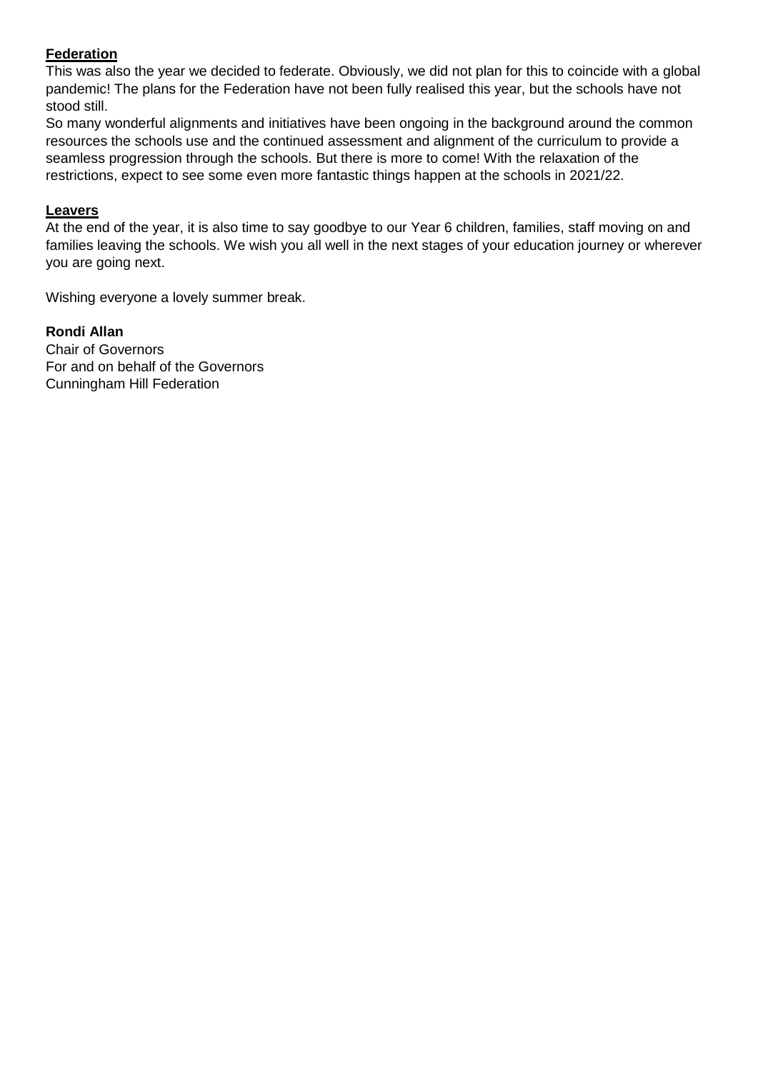## Federation

This was also the year we decided to federate. Obviously, we did not plan for this to coincide with a global pandemic! The plans for the Federation have not been fully realised this year, but the schools have not stood still.

So many wonderful alignments and initiatives have been ongoing in the background around the common resources the schools use and the continued assessment and alignment of the curriculum to provide a seamless progression through the schools. But there is more to come! With the relaxation of the restrictions, expect to see some even more fantastic things happen at the schools in 2021/22.

## Leavers

At the end of the year, it is also time to say goodbye to our Year 6 children, families, staff moving on and families leaving the schools. We wish you all well in the next stages of your education journey or wherever you are going next.

Wishing everyone a lovely summer break.

**Rondi Allan**
Chair of Governors
For and on behalf of the Governors
Cunningham Hill Federation